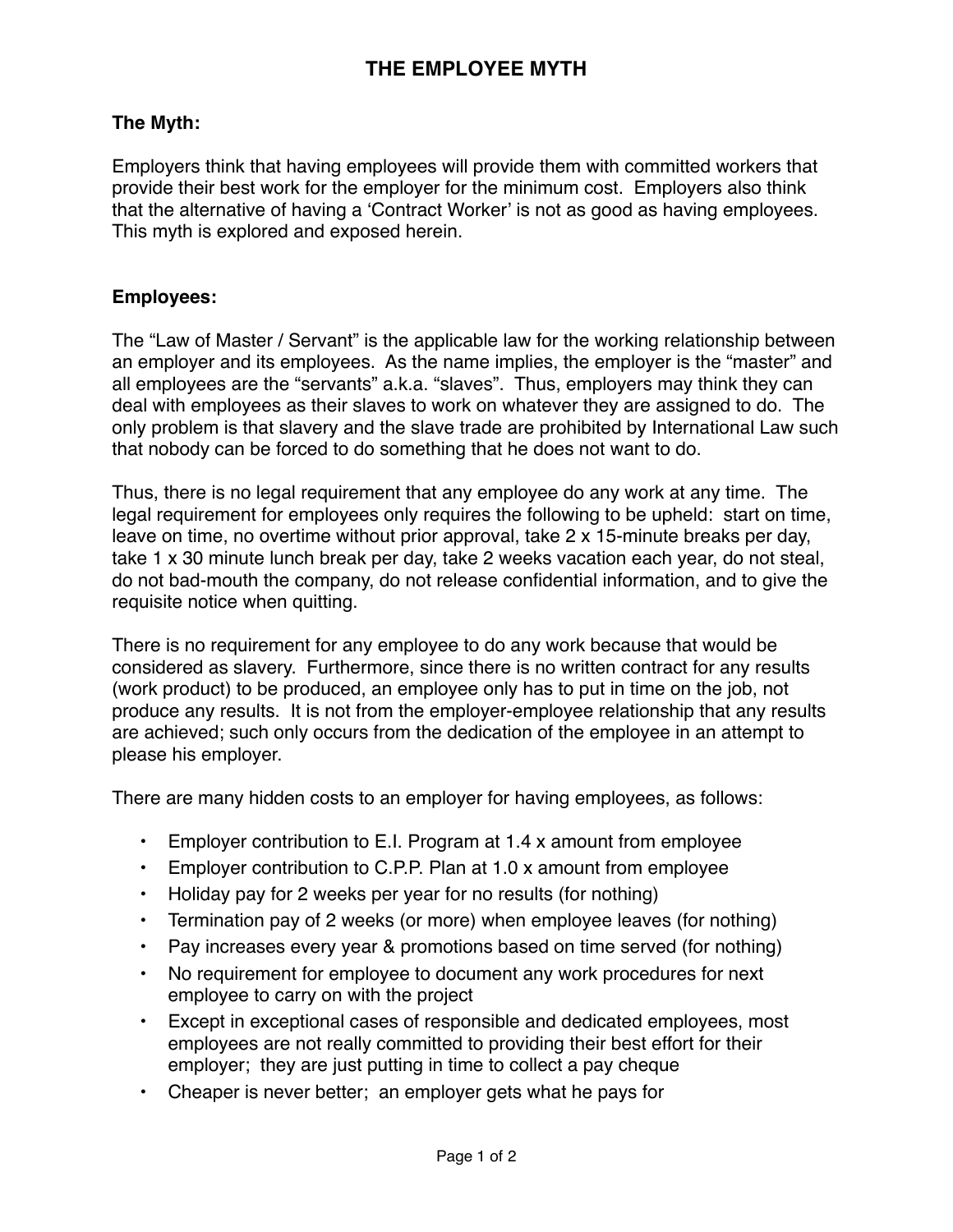# THE EMPLOYEE MYTH

**The Myth:**

Employers think that having employees will provide them with committed workers that provide their best work for the employer for the minimum cost. Employers also think that the alternative of having a 'Contract Worker' is not as good as having employees. This myth is explored and exposed herein.

**Employees:**

The "Law of Master / Servant" is the applicable law for the working relationship between an employer and its employees. As the name implies, the employer is the "master" and all employees are the "servants" a.k.a. "slaves". Thus, employers may think they can deal with employees as their slaves to work on whatever they are assigned to do. The only problem is that slavery and the slave trade are prohibited by International Law such that nobody can be forced to do something that he does not want to do.

Thus, there is no legal requirement that any employee do any work at any time. The legal requirement for employees only requires the following to be upheld: start on time, leave on time, no overtime without prior approval, take 2 x 15-minute breaks per day, take 1 x 30 minute lunch break per day, take 2 weeks vacation each year, do not steal, do not bad-mouth the company, do not release confidential information, and to give the requisite notice when quitting.

There is no requirement for any employee to do any work because that would be considered as slavery. Furthermore, since there is no written contract for any results (work product) to be produced, an employee only has to put in time on the job, not produce any results. It is not from the employer-employee relationship that any results are achieved; such only occurs from the dedication of the employee in an attempt to please his employer.

There are many hidden costs to an employer for having employees, as follows:

- Employer contribution to E.I. Program at 1.4 x amount from employee
- Employer contribution to C.P.P. Plan at 1.0 x amount from employee
- Holiday pay for 2 weeks per year for no results (for nothing)
- Termination pay of 2 weeks (or more) when employee leaves (for nothing)
- Pay increases every year & promotions based on time served (for nothing)
- No requirement for employee to document any work procedures for next employee to carry on with the project
- Except in exceptional cases of responsible and dedicated employees, most employees are not really committed to providing their best effort for their employer; they are just putting in time to collect a pay cheque
- Cheaper is never better; an employer gets what he pays for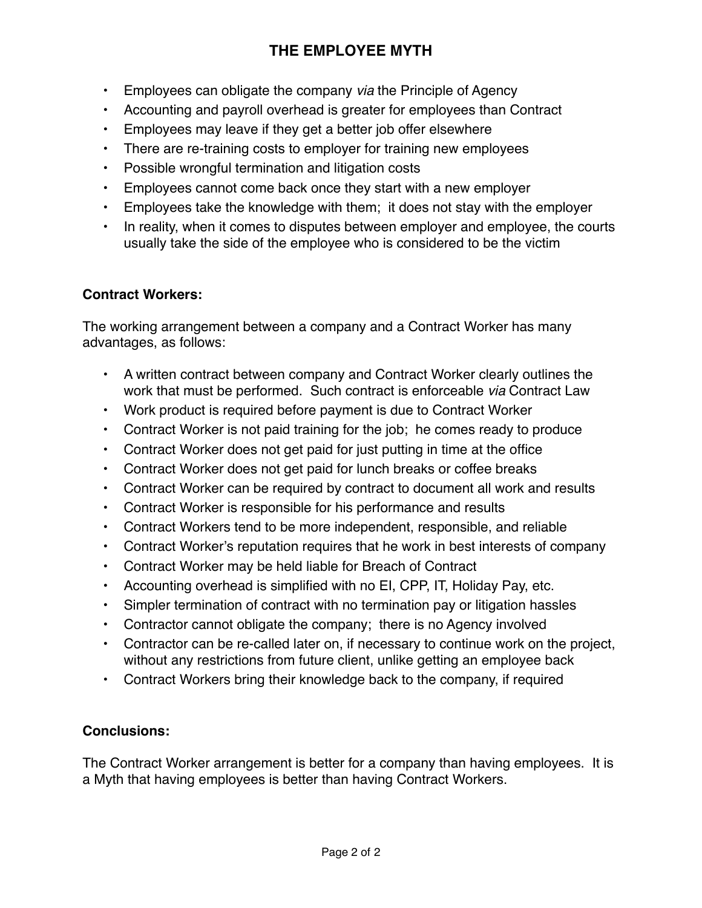## THE EMPLOYEE MYTH

- Employees can obligate the company *via* the Principle of Agency
- Accounting and payroll overhead is greater for employees than Contract
- Employees may leave if they get a better job offer elsewhere
- There are re-training costs to employer for training new employees
- Possible wrongful termination and litigation costs
- Employees cannot come back once they start with a new employer
- Employees take the knowledge with them;  it does not stay with the employer
- In reality, when it comes to disputes between employer and employee, the courts usually take the side of the employee who is considered to be the victim

**Contract Workers:**

The working arrangement between a company and a Contract Worker has many advantages, as follows:

- A written contract between company and Contract Worker clearly outlines the work that must be performed.  Such contract is enforceable *via* Contract Law
- Work product is required before payment is due to Contract Worker
- Contract Worker is not paid training for the job;  he comes ready to produce
- Contract Worker does not get paid for just putting in time at the office
- Contract Worker does not get paid for lunch breaks or coffee breaks
- Contract Worker can be required by contract to document all work and results
- Contract Worker is responsible for his performance and results
- Contract Workers tend to be more independent, responsible, and reliable
- Contract Worker's reputation requires that he work in best interests of company
- Contract Worker may be held liable for Breach of Contract
- Accounting overhead is simplified with no EI, CPP, IT, Holiday Pay, etc.
- Simpler termination of contract with no termination pay or litigation hassles
- Contractor cannot obligate the company;  there is no Agency involved
- Contractor can be re-called later on, if necessary to continue work on the project, without any restrictions from future client, unlike getting an employee back
- Contract Workers bring their knowledge back to the company, if required

**Conclusions:**

The Contract Worker arrangement is better for a company than having employees.  It is a Myth that having employees is better than having Contract Workers.